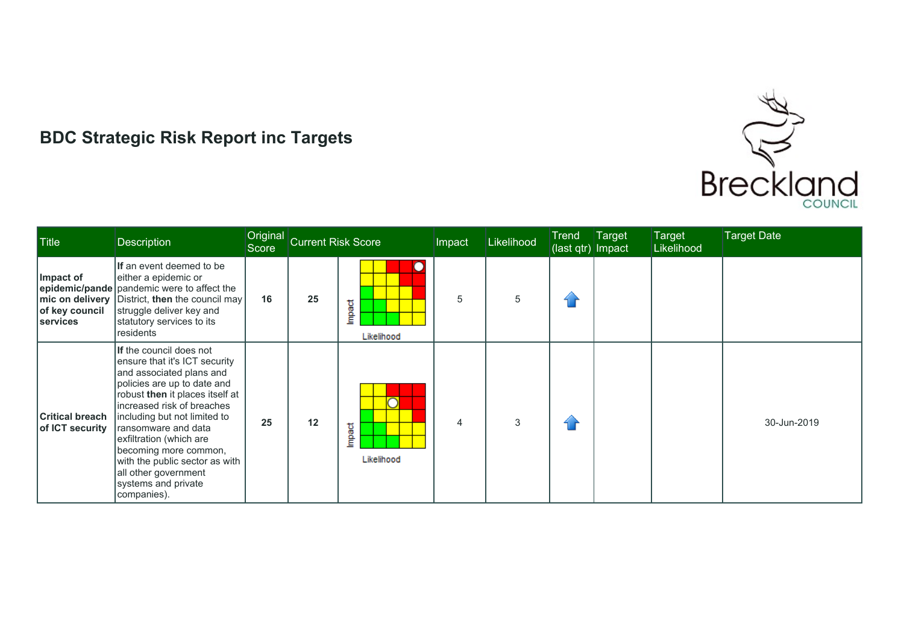# BDC Strategic Risk Report inc Targets

| Title | Description | Original Score | Current Risk Score | | Impact | Likelihood | Trend (last qtr) | Target Impact | Target Likelihood | Target Date |
|---|---|---|---|---|---|---|---|---|---|---|
| **Impact of epidemic/pandemic on delivery of key council services** | **If** an event deemed to be either a epidemic or pandemic were to affect the District, **then** the council may struggle deliver key and statutory services to its residents | **16** | **25** | Impact / Likelihood | 5 | 5 | ↑ | | | |
| **Critical breach of ICT security** | **If** the council does not ensure that it's ICT security and associated plans and policies are up to date and robust **then** it places itself at increased risk of breaches including but not limited to ransomware and data exfiltration (which are becoming more common, with the public sector as with all other government systems and private companies). | **25** | **12** | Impact / Likelihood | 4 | 3 | ↑ | | | 30-Jun-2019 |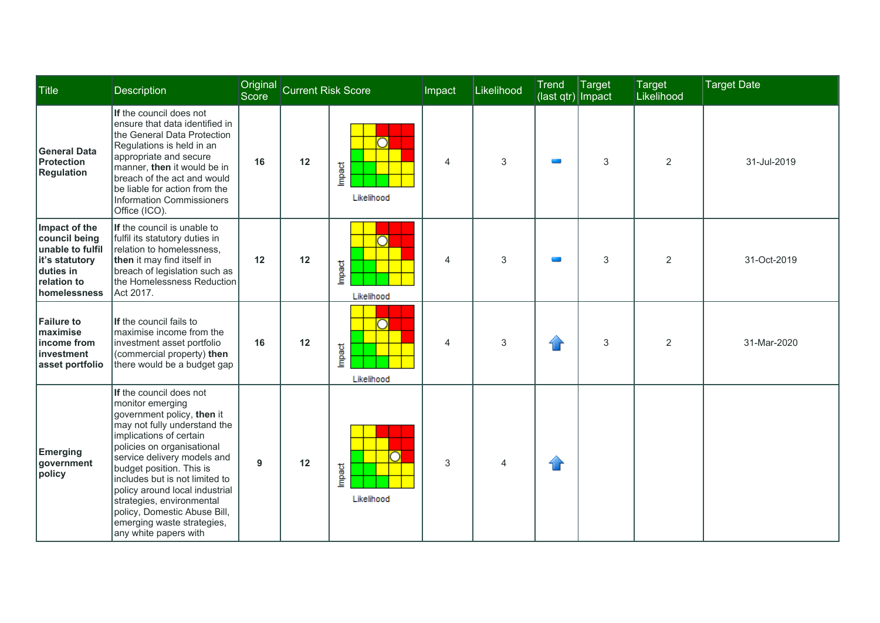| Title | Description | Original Score | Current Risk Score | | Impact | Likelihood | Trend (last qtr) | Target Impact | Target Likelihood | Target Date |
|---|---|---|---|---|---|---|---|---|---|---|
| **General Data Protection Regulation** | **If** the council does not ensure that data identified in the General Data Protection Regulations is held in an appropriate and secure manner, **then** it would be in breach of the act and would be liable for action from the Information Commissioners Office (ICO). | **16** | **12** | Impact / Likelihood | 4 | 3 | | 3 | 2 | 31-Jul-2019 |
| **Impact of the council being unable to fulfil it's statutory duties in relation to homelessness** | **If** the council is unable to fulfil its statutory duties in relation to homelessness, **then** it may find itself in breach of legislation such as the Homelessness Reduction Act 2017. | **12** | **12** | Impact / Likelihood | 4 | 3 | | 3 | 2 | 31-Oct-2019 |
| **Failure to maximise income from investment asset portfolio** | **If** the council fails to maximise income from the investment asset portfolio (commercial property) **then** there would be a budget gap | **16** | **12** | Impact / Likelihood | 4 | 3 | | 3 | 2 | 31-Mar-2020 |
| **Emerging government policy** | **If** the council does not monitor emerging government policy, **then** it may not fully understand the implications of certain policies on organisational service delivery models and budget position. This is includes but is not limited to policy around local industrial strategies, environmental policy, Domestic Abuse Bill, emerging waste strategies, any white papers with | **9** | **12** | Impact / Likelihood | 3 | 4 | | | | |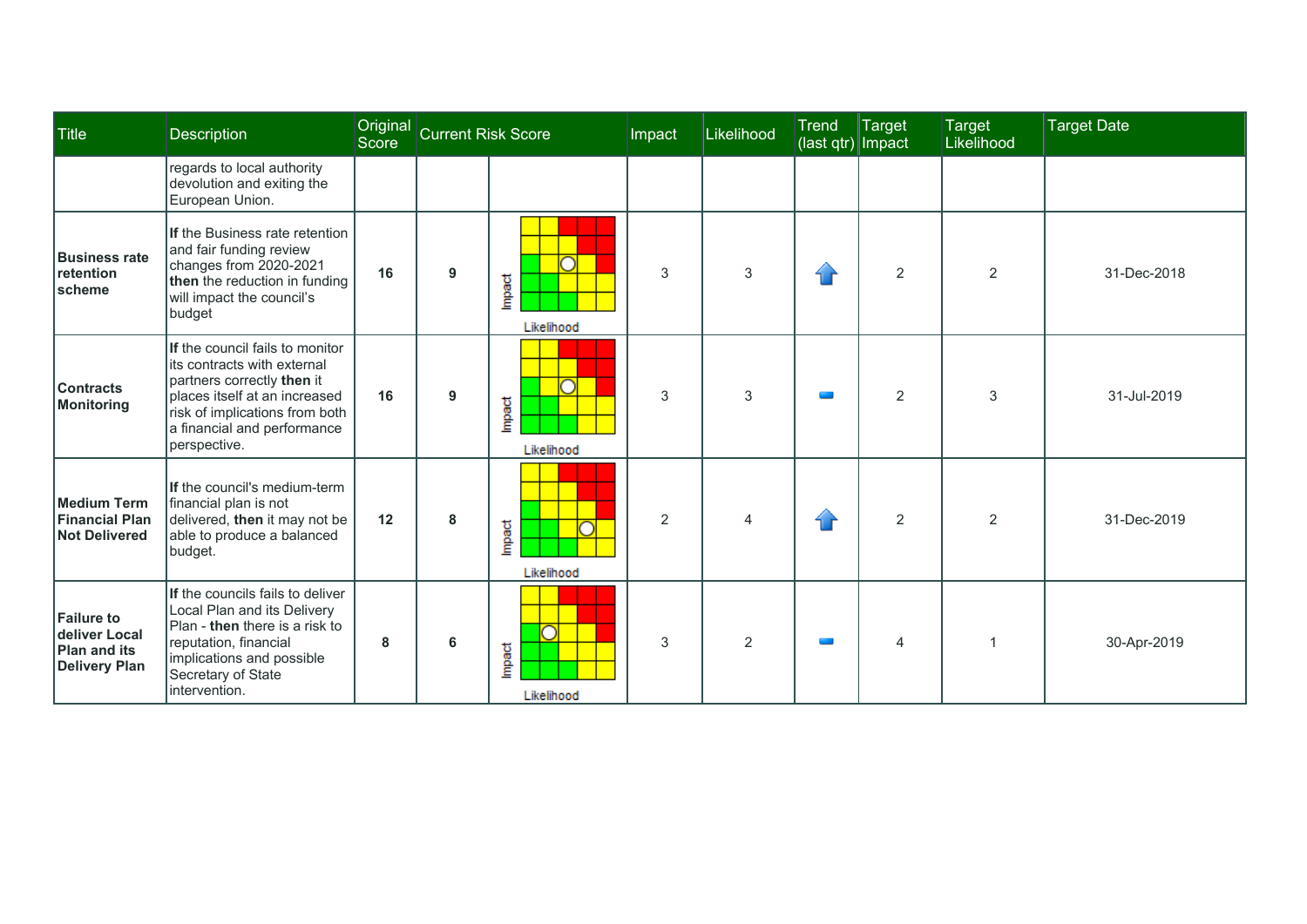| Title | Description | Original Score | Current Risk Score | | Impact | Likelihood | Trend (last qtr) | Target Impact | Target Likelihood | Target Date |
|---|---|---|---|---|---|---|---|---|---|---|
| | regards to local authority devolution and exiting the European Union. | | | | | | | | | |
| **Business rate retention scheme** | **If** the Business rate retention and fair funding review changes from 2020-2021 **then** the reduction in funding will impact the council's budget | **16** | **9** | Impact / Likelihood | 3 | 3 | | 2 | 2 | 31-Dec-2018 |
| **Contracts Monitoring** | **If** the council fails to monitor its contracts with external partners correctly **then** it places itself at an increased risk of implications from both a financial and performance perspective. | **16** | **9** | Impact / Likelihood | 3 | 3 | | 2 | 3 | 31-Jul-2019 |
| **Medium Term Financial Plan Not Delivered** | **If** the council's medium-term financial plan is not delivered, **then** it may not be able to produce a balanced budget. | **12** | **8** | Impact / Likelihood | 2 | 4 | | 2 | 2 | 31-Dec-2019 |
| **Failure to deliver Local Plan and its Delivery Plan** | **If** the councils fails to deliver Local Plan and its Delivery Plan - **then** there is a risk to reputation, financial implications and possible Secretary of State intervention. | **8** | **6** | Impact / Likelihood | 3 | 2 | | 4 | 1 | 30-Apr-2019 |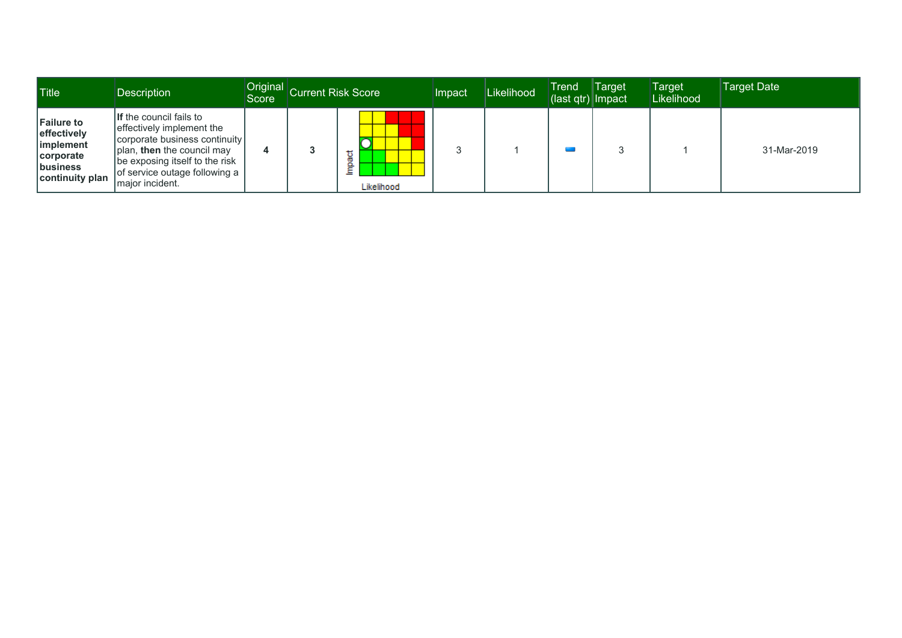| Title | Description | Original Score | Current Risk Score | | Impact | Likelihood | Trend (last qtr) | Target Impact | Target Likelihood | Target Date |
|---|---|---|---|---|---|---|---|---|---|---|
| **Failure to effectively implement corporate business continuity plan** | **If** the council fails to effectively implement the corporate business continuity plan, **then** the council may be exposing itself to the risk of service outage following a major incident. | **4** | **3** | Impact / Likelihood | 3 | 1 | | 3 | 1 | 31-Mar-2019 |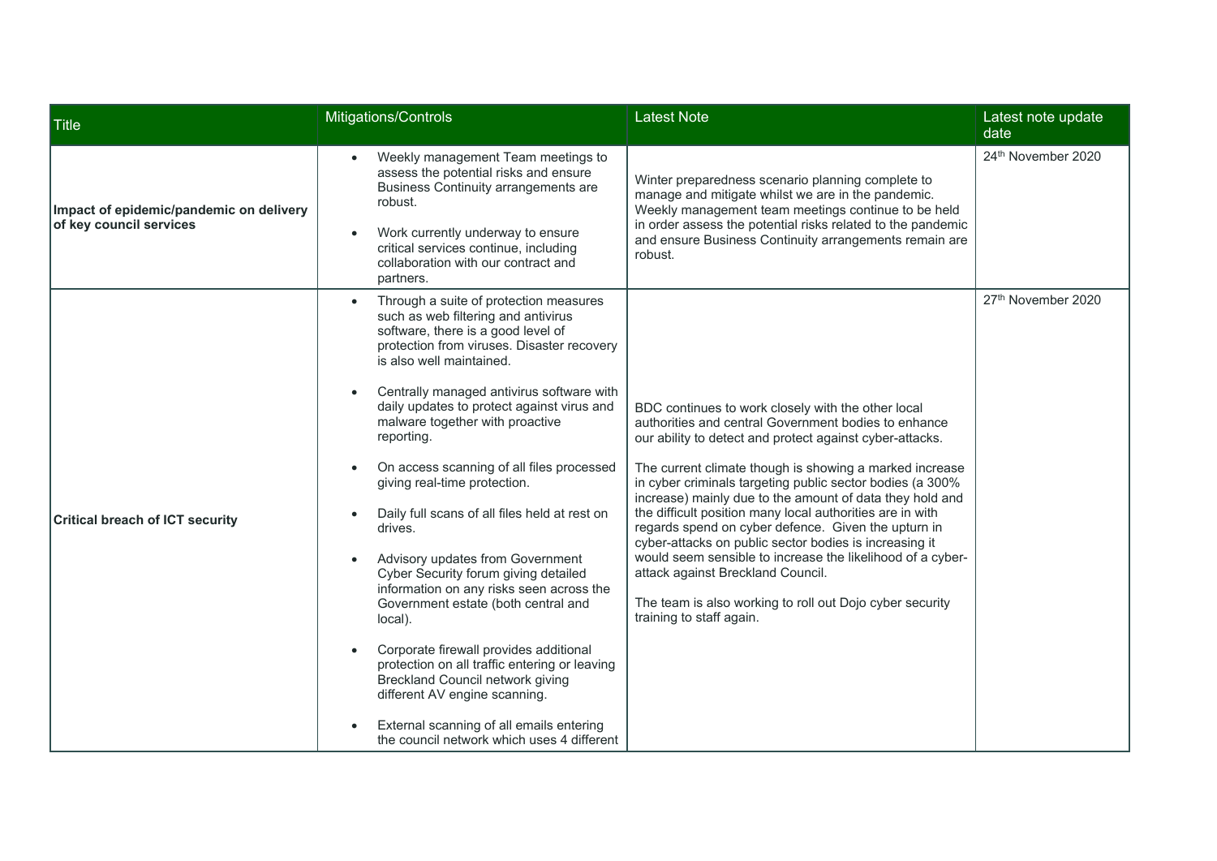| Title | Mitigations/Controls | Latest Note | Latest note update date |
|---|---|---|---|
| **Impact of epidemic/pandemic on delivery of key council services** | • Weekly management Team meetings to assess the potential risks and ensure Business Continuity arrangements are robust.<br><br>• Work currently underway to ensure critical services continue, including collaboration with our contract and partners. | Winter preparedness scenario planning complete to manage and mitigate whilst we are in the pandemic. Weekly management team meetings continue to be held in order assess the potential risks related to the pandemic and ensure Business Continuity arrangements remain are robust. | 24th November 2020 |
| **Critical breach of ICT security** | • Through a suite of protection measures such as web filtering and antivirus software, there is a good level of protection from viruses. Disaster recovery is also well maintained.<br><br>• Centrally managed antivirus software with daily updates to protect against virus and malware together with proactive reporting.<br><br>• On access scanning of all files processed giving real-time protection.<br><br>• Daily full scans of all files held at rest on drives.<br><br>• Advisory updates from Government Cyber Security forum giving detailed information on any risks seen across the Government estate (both central and local).<br><br>• Corporate firewall provides additional protection on all traffic entering or leaving Breckland Council network giving different AV engine scanning.<br><br>• External scanning of all emails entering the council network which uses 4 different | BDC continues to work closely with the other local authorities and central Government bodies to enhance our ability to detect and protect against cyber-attacks.<br><br>The current climate though is showing a marked increase in cyber criminals targeting public sector bodies (a 300% increase) mainly due to the amount of data they hold and the difficult position many local authorities are in with regards spend on cyber defence. Given the upturn in cyber-attacks on public sector bodies is increasing it would seem sensible to increase the likelihood of a cyber-attack against Breckland Council.<br><br>The team is also working to roll out Dojo cyber security training to staff again. | 27th November 2020 |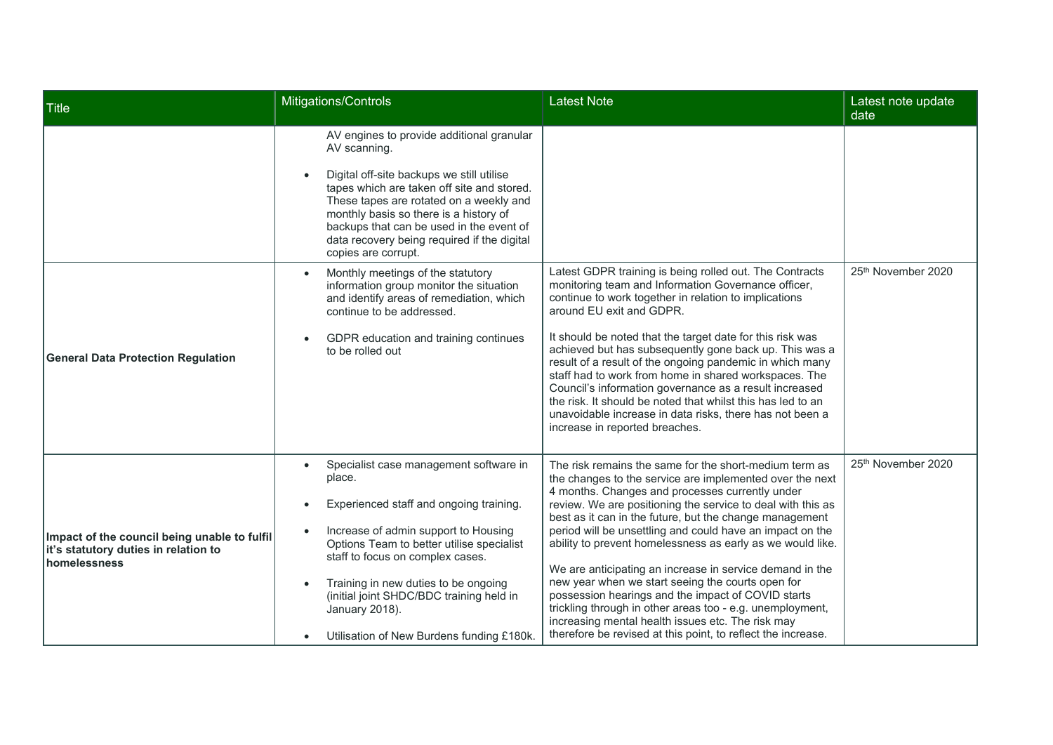| Title | Mitigations/Controls | Latest Note | Latest note update date |
| --- | --- | --- | --- |
| | AV engines to provide additional granular AV scanning.<br><br>• Digital off-site backups we still utilise tapes which are taken off site and stored. These tapes are rotated on a weekly and monthly basis so there is a history of backups that can be used in the event of data recovery being required if the digital copies are corrupt. | | |
| **General Data Protection Regulation** | • Monthly meetings of the statutory information group monitor the situation and identify areas of remediation, which continue to be addressed.<br><br>• GDPR education and training continues to be rolled out | Latest GDPR training is being rolled out. The Contracts monitoring team and Information Governance officer, continue to work together in relation to implications around EU exit and GDPR.<br><br>It should be noted that the target date for this risk was achieved but has subsequently gone back up. This was a result of a result of the ongoing pandemic in which many staff had to work from home in shared workspaces. The Council's information governance as a result increased the risk. It should be noted that whilst this has led to an unavoidable increase in data risks, there has not been a increase in reported breaches. | 25th November 2020 |
| **Impact of the council being unable to fulfil it's statutory duties in relation to homelessness** | • Specialist case management software in place.<br><br>• Experienced staff and ongoing training.<br><br>• Increase of admin support to Housing Options Team to better utilise specialist staff to focus on complex cases.<br><br>• Training in new duties to be ongoing (initial joint SHDC/BDC training held in January 2018).<br><br>• Utilisation of New Burdens funding £180k. | The risk remains the same for the short-medium term as the changes to the service are implemented over the next 4 months. Changes and processes currently under review. We are positioning the service to deal with this as best as it can in the future, but the change management period will be unsettling and could have an impact on the ability to prevent homelessness as early as we would like.<br><br>We are anticipating an increase in service demand in the new year when we start seeing the courts open for possession hearings and the impact of COVID starts trickling through in other areas too - e.g. unemployment, increasing mental health issues etc. The risk may therefore be revised at this point, to reflect the increase. | 25th November 2020 |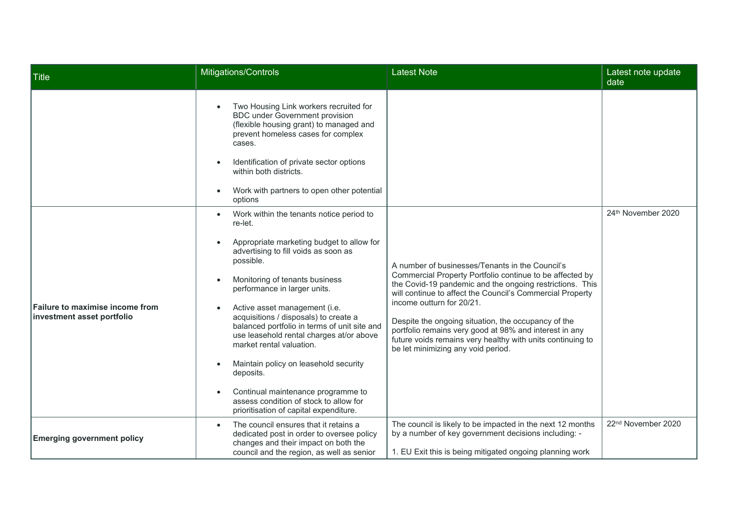| Title | Mitigations/Controls | Latest Note | Latest note update date |
|---|---|---|---|
| | • Two Housing Link workers recruited for BDC under Government provision (flexible housing grant) to managed and prevent homeless cases for complex cases.<br><br>• Identification of private sector options within both districts.<br><br>• Work with partners to open other potential options | | |
| **Failure to maximise income from investment asset portfolio** | • Work within the tenants notice period to re-let.<br><br>• Appropriate marketing budget to allow for advertising to fill voids as soon as possible.<br><br>• Monitoring of tenants business performance in larger units.<br><br>• Active asset management (i.e. acquisitions / disposals) to create a balanced portfolio in terms of unit site and use leasehold rental charges at/or above market rental valuation.<br><br>• Maintain policy on leasehold security deposits.<br><br>• Continual maintenance programme to assess condition of stock to allow for prioritisation of capital expenditure. | A number of businesses/Tenants in the Council's Commercial Property Portfolio continue to be affected by the Covid-19 pandemic and the ongoing restrictions. This will continue to affect the Council's Commercial Property income outturn for 20/21.<br><br>Despite the ongoing situation, the occupancy of the portfolio remains very good at 98% and interest in any future voids remains very healthy with units continuing to be let minimizing any void period. | 24th November 2020 |
| **Emerging government policy** | • The council ensures that it retains a dedicated post in order to oversee policy changes and their impact on both the council and the region, as well as senior | The council is likely to be impacted in the next 12 months by a number of key government decisions including: -<br><br>1. EU Exit this is being mitigated ongoing planning work | 22nd November 2020 |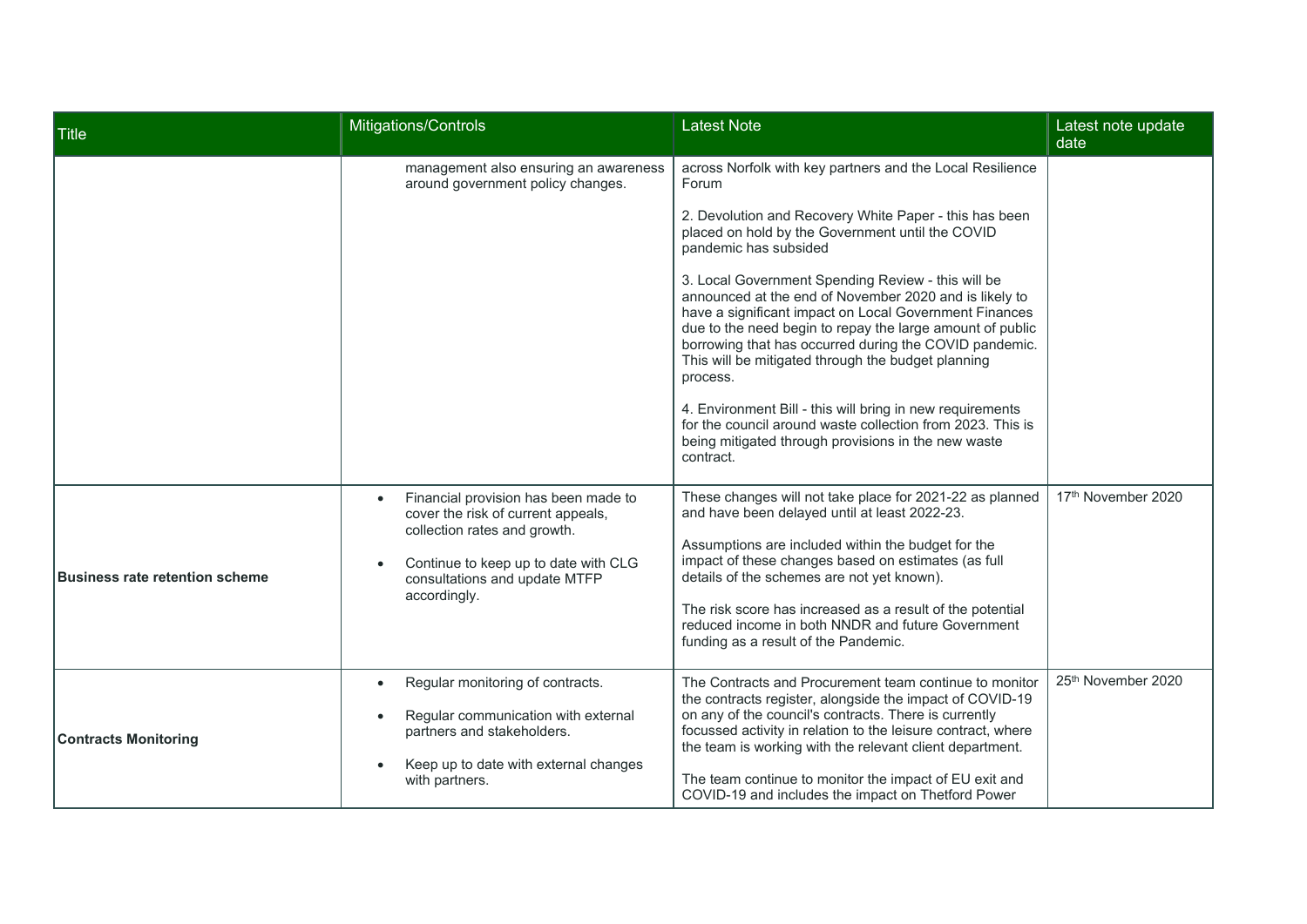| Title | Mitigations/Controls | Latest Note | Latest note update date |
|---|---|---|---|
| | management also ensuring an awareness around government policy changes. | across Norfolk with key partners and the Local Resilience Forum<br><br>2. Devolution and Recovery White Paper - this has been placed on hold by the Government until the COVID pandemic has subsided<br><br>3. Local Government Spending Review - this will be announced at the end of November 2020 and is likely to have a significant impact on Local Government Finances due to the need begin to repay the large amount of public borrowing that has occurred during the COVID pandemic. This will be mitigated through the budget planning process.<br><br>4. Environment Bill - this will bring in new requirements for the council around waste collection from 2023. This is being mitigated through provisions in the new waste contract. | |
| **Business rate retention scheme** | • Financial provision has been made to cover the risk of current appeals, collection rates and growth.<br><br>• Continue to keep up to date with CLG consultations and update MTFP accordingly. | These changes will not take place for 2021-22 as planned and have been delayed until at least 2022-23.<br><br>Assumptions are included within the budget for the impact of these changes based on estimates (as full details of the schemes are not yet known).<br><br>The risk score has increased as a result of the potential reduced income in both NNDR and future Government funding as a result of the Pandemic. | 17th November 2020 |
| **Contracts Monitoring** | • Regular monitoring of contracts.<br><br>• Regular communication with external partners and stakeholders.<br><br>• Keep up to date with external changes with partners. | The Contracts and Procurement team continue to monitor the contracts register, alongside the impact of COVID-19 on any of the council's contracts. There is currently focussed activity in relation to the leisure contract, where the team is working with the relevant client department.<br><br>The team continue to monitor the impact of EU exit and COVID-19 and includes the impact on Thetford Power | 25th November 2020 |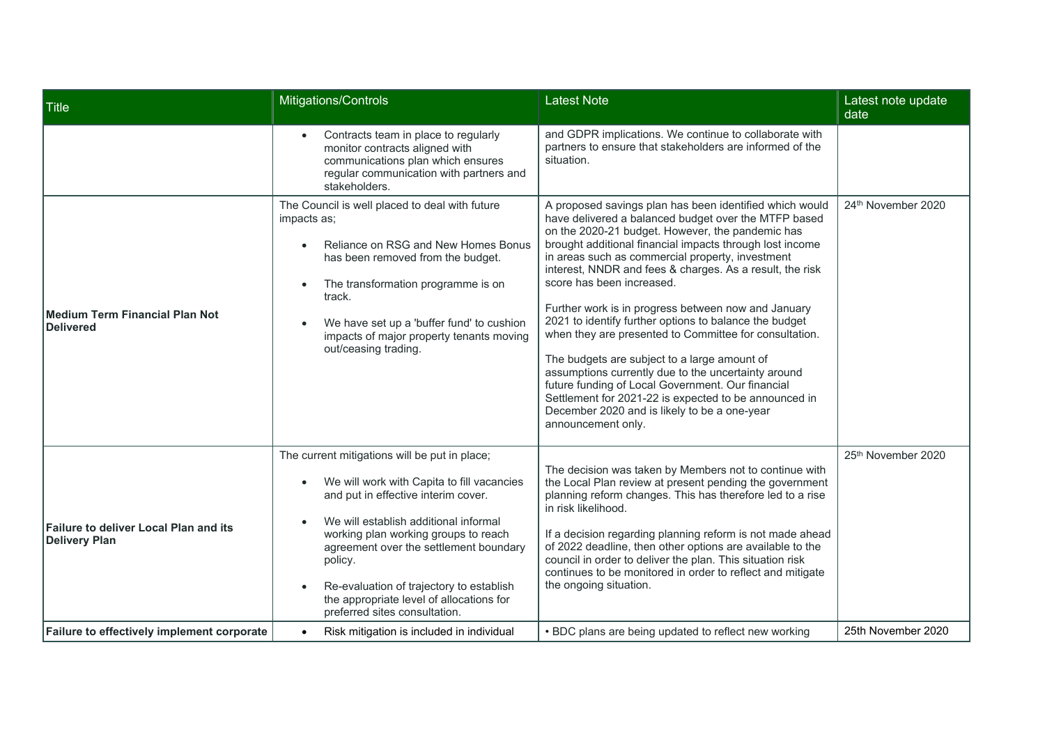| Title | Mitigations/Controls | Latest Note | Latest note update date |
|---|---|---|---|
| | • Contracts team in place to regularly monitor contracts aligned with communications plan which ensures regular communication with partners and stakeholders. | and GDPR implications. We continue to collaborate with partners to ensure that stakeholders are informed of the situation. | |
| **Medium Term Financial Plan Not Delivered** | The Council is well placed to deal with future impacts as;<br>• Reliance on RSG and New Homes Bonus has been removed from the budget.<br>• The transformation programme is on track.<br>• We have set up a 'buffer fund' to cushion impacts of major property tenants moving out/ceasing trading. | A proposed savings plan has been identified which would have delivered a balanced budget over the MTFP based on the 2020-21 budget. However, the pandemic has brought additional financial impacts through lost income in areas such as commercial property, investment interest, NNDR and fees & charges. As a result, the risk score has been increased.<br><br>Further work is in progress between now and January 2021 to identify further options to balance the budget when they are presented to Committee for consultation.<br><br>The budgets are subject to a large amount of assumptions currently due to the uncertainty around future funding of Local Government. Our financial Settlement for 2021-22 is expected to be announced in December 2020 and is likely to be a one-year announcement only. | 24th November 2020 |
| **Failure to deliver Local Plan and its Delivery Plan** | The current mitigations will be put in place;<br>• We will work with Capita to fill vacancies and put in effective interim cover.<br>• We will establish additional informal working plan working groups to reach agreement over the settlement boundary policy.<br>• Re-evaluation of trajectory to establish the appropriate level of allocations for preferred sites consultation. | The decision was taken by Members not to continue with the Local Plan review at present pending the government planning reform changes. This has therefore led to a rise in risk likelihood.<br><br>If a decision regarding planning reform is not made ahead of 2022 deadline, then other options are available to the council in order to deliver the plan. This situation risk continues to be monitored in order to reflect and mitigate the ongoing situation. | 25th November 2020 |
| **Failure to effectively implement corporate** | • Risk mitigation is included in individual | • BDC plans are being updated to reflect new working | 25th November 2020 |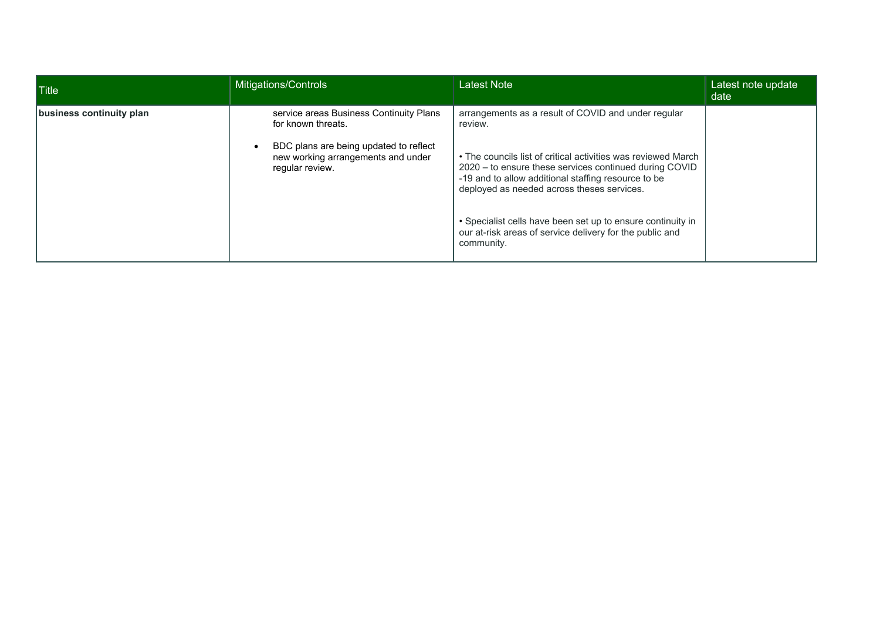| Title | Mitigations/Controls | Latest Note | Latest note update date |
| --- | --- | --- | --- |
| **business continuity plan** | service areas Business Continuity Plans for known threats.<br><br>• BDC plans are being updated to reflect new working arrangements and under regular review. | arrangements as a result of COVID and under regular review.<br><br>• The councils list of critical activities was reviewed March 2020 – to ensure these services continued during COVID -19 and to allow additional staffing resource to be deployed as needed across theses services.<br><br>• Specialist cells have been set up to ensure continuity in our at-risk areas of service delivery for the public and community. | |